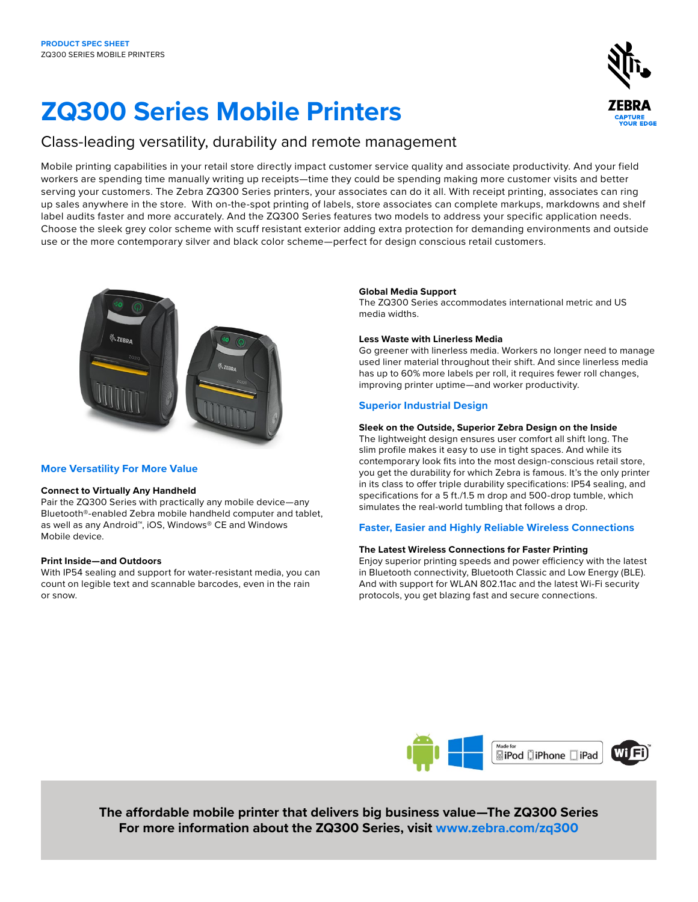PRODUCT SPEC SHEET
ZQ300 SERIES MOBILE PRINTERS

# ZQ300 Series Mobile Printers

## Class-leading versatility, durability and remote management

Mobile printing capabilities in your retail store directly impact customer service quality and associate productivity. And your field workers are spending time manually writing up receipts—time they could be spending making more customer visits and better serving your customers. The Zebra ZQ300 Series printers, your associates can do it all. With receipt printing, associates can ring up sales anywhere in the store. With on-the-spot printing of labels, store associates can complete markups, markdowns and shelf label audits faster and more accurately. And the ZQ300 Series features two models to address your specific application needs. Choose the sleek grey color scheme with scuff resistant exterior adding extra protection for demanding environments and outside use or the more contemporary silver and black color scheme—perfect for design conscious retail customers.

## More Versatility For More Value

### Connect to Virtually Any Handheld

Pair the ZQ300 Series with practically any mobile device—any Bluetooth®-enabled Zebra mobile handheld computer and tablet, as well as any Android™, iOS, Windows® CE and Windows Mobile device.

### Print Inside—and Outdoors

With IP54 sealing and support for water-resistant media, you can count on legible text and scannable barcodes, even in the rain or snow.

### Global Media Support

The ZQ300 Series accommodates international metric and US media widths.

### Less Waste with Linerless Media

Go greener with linerless media. Workers no longer need to manage used liner material throughout their shift. And since linerless media has up to 60% more labels per roll, it requires fewer roll changes, improving printer uptime—and worker productivity.

## Superior Industrial Design

### Sleek on the Outside, Superior Zebra Design on the Inside

The lightweight design ensures user comfort all shift long. The slim profile makes it easy to use in tight spaces. And while its contemporary look fits into the most design-conscious retail store, you get the durability for which Zebra is famous. It's the only printer in its class to offer triple durability specifications: IP54 sealing, and specifications for a 5 ft./1.5 m drop and 500-drop tumble, which simulates the real-world tumbling that follows a drop.

## Faster, Easier and Highly Reliable Wireless Connections

### The Latest Wireless Connections for Faster Printing

Enjoy superior printing speeds and power efficiency with the latest in Bluetooth connectivity, Bluetooth Classic and Low Energy (BLE). And with support for WLAN 802.11ac and the latest Wi-Fi security protocols, you get blazing fast and secure connections.

Made for iPod iPhone iPad

**The affordable mobile printer that delivers big business value—The ZQ300 Series**
**For more information about the ZQ300 Series, visit www.zebra.com/zq300**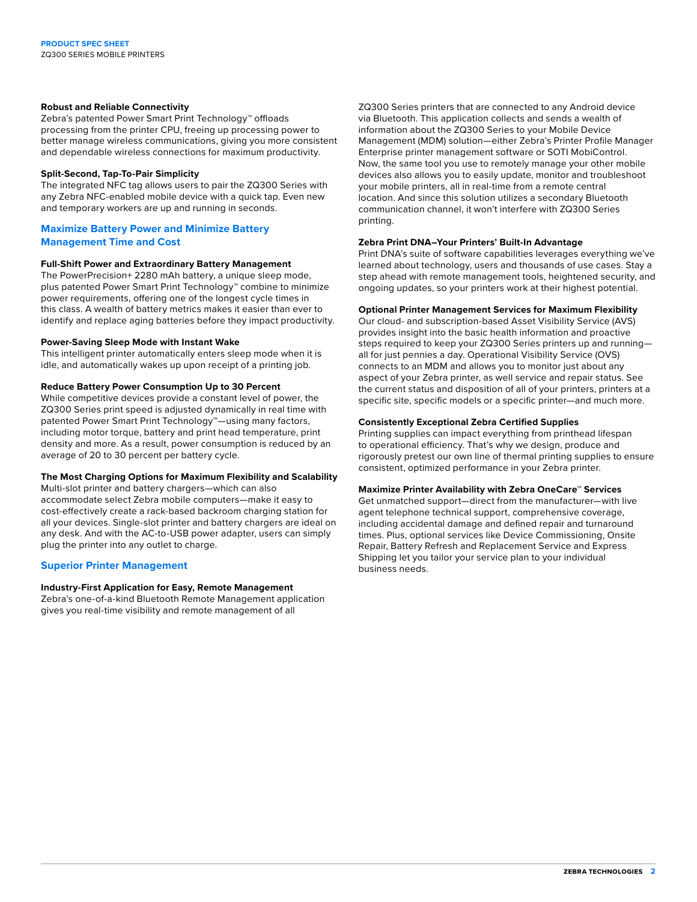### Robust and Reliable Connectivity

Zebra's patented Power Smart Print Technology™ offloads processing from the printer CPU, freeing up processing power to better manage wireless communications, giving you more consistent and dependable wireless connections for maximum productivity.

### Split-Second, Tap-To-Pair Simplicity

The integrated NFC tag allows users to pair the ZQ300 Series with any Zebra NFC-enabled mobile device with a quick tap. Even new and temporary workers are up and running in seconds.

## Maximize Battery Power and Minimize Battery Management Time and Cost

### Full-Shift Power and Extraordinary Battery Management

The PowerPrecision+ 2280 mAh battery, a unique sleep mode, plus patented Power Smart Print Technology™ combine to minimize power requirements, offering one of the longest cycle times in this class. A wealth of battery metrics makes it easier than ever to identify and replace aging batteries before they impact productivity.

### Power-Saving Sleep Mode with Instant Wake

This intelligent printer automatically enters sleep mode when it is idle, and automatically wakes up upon receipt of a printing job.

### Reduce Battery Power Consumption Up to 30 Percent

While competitive devices provide a constant level of power, the ZQ300 Series print speed is adjusted dynamically in real time with patented Power Smart Print Technology™—using many factors, including motor torque, battery and print head temperature, print density and more. As a result, power consumption is reduced by an average of 20 to 30 percent per battery cycle.

### The Most Charging Options for Maximum Flexibility and Scalability

Multi-slot printer and battery chargers—which can also accommodate select Zebra mobile computers—make it easy to cost-effectively create a rack-based backroom charging station for all your devices. Single-slot printer and battery chargers are ideal on any desk. And with the AC-to-USB power adapter, users can simply plug the printer into any outlet to charge.

## Superior Printer Management

### Industry-First Application for Easy, Remote Management

Zebra's one-of-a-kind Bluetooth Remote Management application gives you real-time visibility and remote management of all ZQ300 Series printers that are connected to any Android device via Bluetooth. This application collects and sends a wealth of information about the ZQ300 Series to your Mobile Device Management (MDM) solution—either Zebra's Printer Profile Manager Enterprise printer management software or SOTI MobiControl. Now, the same tool you use to remotely manage your other mobile devices also allows you to easily update, monitor and troubleshoot your mobile printers, all in real-time from a remote central location. And since this solution utilizes a secondary Bluetooth communication channel, it won't interfere with ZQ300 Series printing.

### Zebra Print DNA–Your Printers' Built-In Advantage

Print DNA's suite of software capabilities leverages everything we've learned about technology, users and thousands of use cases. Stay a step ahead with remote management tools, heightened security, and ongoing updates, so your printers work at their highest potential.

### Optional Printer Management Services for Maximum Flexibility

Our cloud- and subscription-based Asset Visibility Service (AVS) provides insight into the basic health information and proactive steps required to keep your ZQ300 Series printers up and running—all for just pennies a day. Operational Visibility Service (OVS) connects to an MDM and allows you to monitor just about any aspect of your Zebra printer, as well service and repair status. See the current status and disposition of all of your printers, printers at a specific site, specific models or a specific printer—and much more.

### Consistently Exceptional Zebra Certified Supplies

Printing supplies can impact everything from printhead lifespan to operational efficiency. That's why we design, produce and rigorously pretest our own line of thermal printing supplies to ensure consistent, optimized performance in your Zebra printer.

### Maximize Printer Availability with Zebra OneCare™ Services

Get unmatched support—direct from the manufacturer—with live agent telephone technical support, comprehensive coverage, including accidental damage and defined repair and turnaround times. Plus, optional services like Device Commissioning, Onsite Repair, Battery Refresh and Replacement Service and Express Shipping let you tailor your service plan to your individual business needs.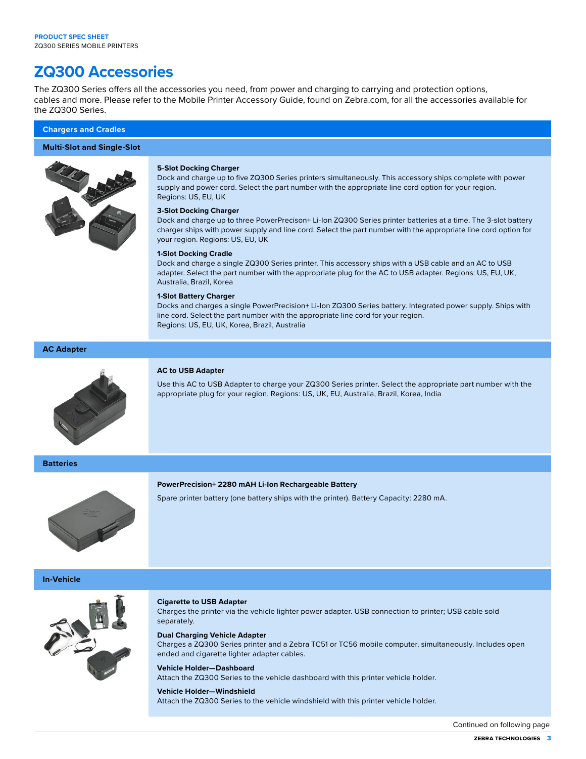# ZQ300 Accessories

The ZQ300 Series offers all the accessories you need, from power and charging to carrying and protection options, cables and more. Please refer to the Mobile Printer Accessory Guide, found on Zebra.com, for all the accessories available for the ZQ300 Series.

## Chargers and Cradles

### Multi-Slot and Single-Slot

**5-Slot Docking Charger**
Dock and charge up to five ZQ300 Series printers simultaneously. This accessory ships complete with power supply and power cord. Select the part number with the appropriate line cord option for your region.
Regions: US, EU, UK

**3-Slot Docking Charger**
Dock and charge up to three PowerPrecison+ Li-Ion ZQ300 Series printer batteries at a time. The 3-slot battery charger ships with power supply and line cord. Select the part number with the appropriate line cord option for your region. Regions: US, EU, UK

**1-Slot Docking Cradle**
Dock and charge a single ZQ300 Series printer. This accessory ships with a USB cable and an AC to USB adapter. Select the part number with the appropriate plug for the AC to USB adapter. Regions: US, EU, UK, Australia, Brazil, Korea

**1-Slot Battery Charger**
Docks and charges a single PowerPrecision+ Li-Ion ZQ300 Series battery. Integrated power supply. Ships with line cord. Select the part number with the appropriate line cord for your region.
Regions: US, EU, UK, Korea, Brazil, Australia

### AC Adapter

**AC to USB Adapter**

Use this AC to USB Adapter to charge your ZQ300 Series printer. Select the appropriate part number with the appropriate plug for your region. Regions: US, UK, EU, Australia, Brazil, Korea, India

### Batteries

**PowerPrecision+ 2280 mAH Li-Ion Rechargeable Battery**

Spare printer battery (one battery ships with the printer). Battery Capacity: 2280 mA.

### In-Vehicle

**Cigarette to USB Adapter**
Charges the printer via the vehicle lighter power adapter. USB connection to printer; USB cable sold separately.

**Dual Charging Vehicle Adapter**
Charges a ZQ300 Series printer and a Zebra TC51 or TC56 mobile computer, simultaneously. Includes open ended and cigarette lighter adapter cables.

**Vehicle Holder—Dashboard**
Attach the ZQ300 Series to the vehicle dashboard with this printer vehicle holder.

**Vehicle Holder—Windshield**
Attach the ZQ300 Series to the vehicle windshield with this printer vehicle holder.

Continued on following page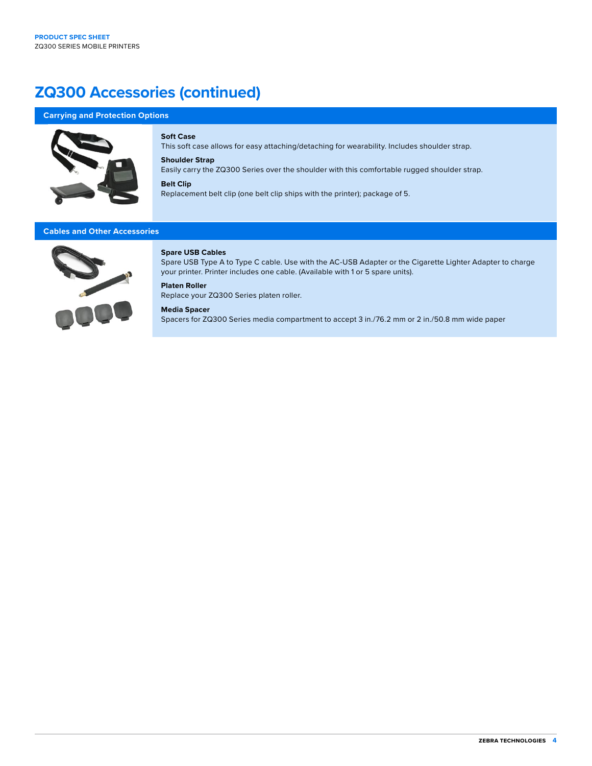# ZQ300 Accessories (continued)

## Carrying and Protection Options

**Soft Case**
This soft case allows for easy attaching/detaching for wearability. Includes shoulder strap.

**Shoulder Strap**
Easily carry the ZQ300 Series over the shoulder with this comfortable rugged shoulder strap.

**Belt Clip**
Replacement belt clip (one belt clip ships with the printer); package of 5.

## Cables and Other Accessories

**Spare USB Cables**
Spare USB Type A to Type C cable. Use with the AC-USB Adapter or the Cigarette Lighter Adapter to charge your printer. Printer includes one cable. (Available with 1 or 5 spare units).

**Platen Roller**
Replace your ZQ300 Series platen roller.

**Media Spacer**
Spacers for ZQ300 Series media compartment to accept 3 in./76.2 mm or 2 in./50.8 mm wide paper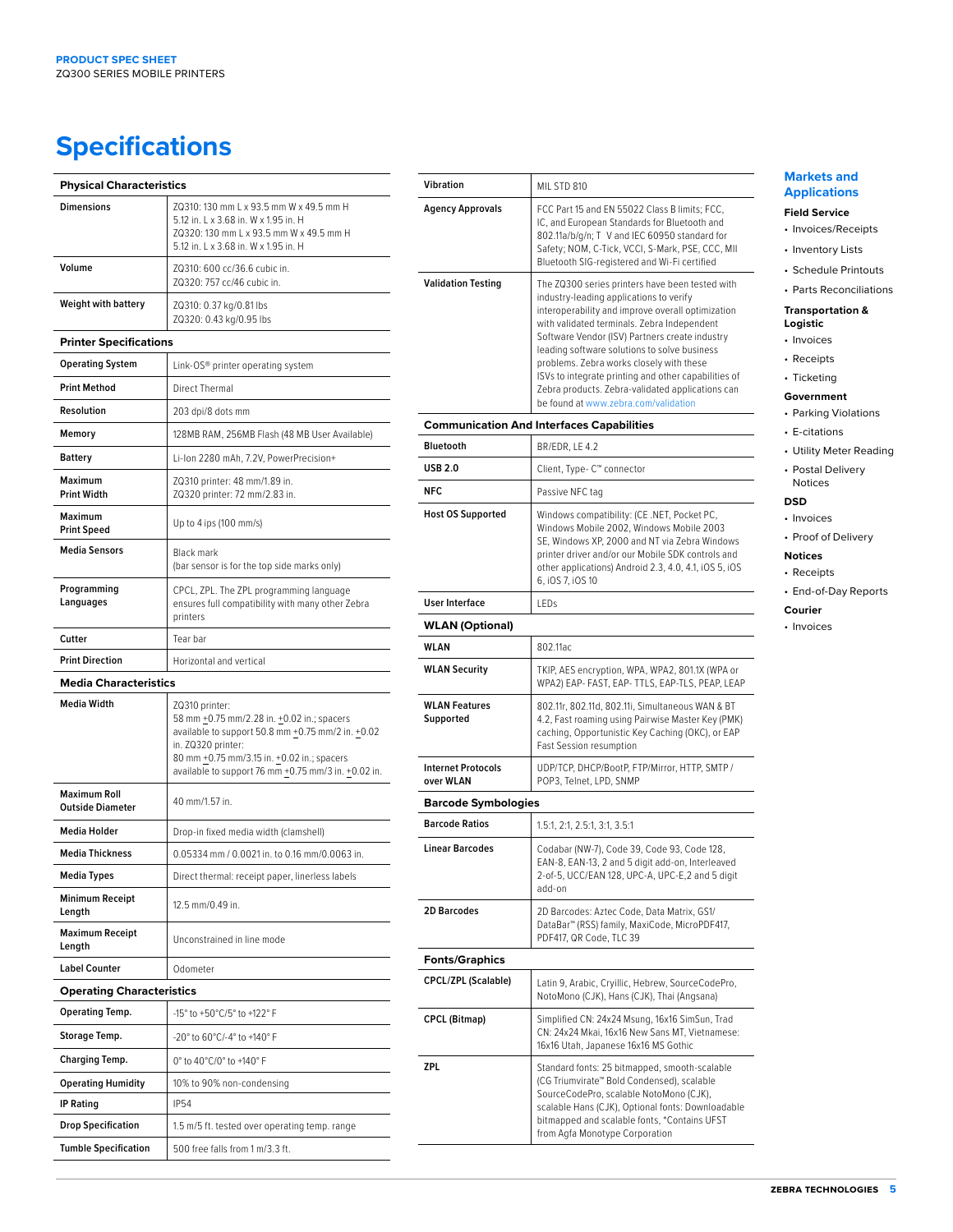# Specifications

| Physical Characteristics | |
|---|---|
| Dimensions | ZQ310: 130 mm L x 93.5 mm W x 49.5 mm H<br>5.12 in. L x 3.68 in. W x 1.95 in. H<br>ZQ320: 130 mm L x 93.5 mm W x 49.5 mm H<br>5.12 in. L x 3.68 in. W x 1.95 in. H |
| Volume | ZQ310: 600 cc/36.6 cubic in.<br>ZQ320: 757 cc/46 cubic in. |
| Weight with battery | ZQ310: 0.37 kg/0.81 lbs<br>ZQ320: 0.43 kg/0.95 lbs |
| **Printer Specifications** | |
| Operating System | Link-OS® printer operating system |
| Print Method | Direct Thermal |
| Resolution | 203 dpi/8 dots mm |
| Memory | 128MB RAM, 256MB Flash (48 MB User Available) |
| Battery | Li-Ion 2280 mAh, 7.2V, PowerPrecision+ |
| Maximum Print Width | ZQ310 printer: 48 mm/1.89 in.<br>ZQ320 printer: 72 mm/2.83 in. |
| Maximum Print Speed | Up to 4 ips (100 mm/s) |
| Media Sensors | Black mark<br>(bar sensor is for the top side marks only) |
| Programming Languages | CPCL, ZPL. The ZPL programming language ensures full compatibility with many other Zebra printers |
| Cutter | Tear bar |
| Print Direction | Horizontal and vertical |
| **Media Characteristics** | |
| Media Width | ZQ310 printer:<br>58 mm ±0.75 mm/2.28 in. ±0.02 in.; spacers available to support 50.8 mm ±0.75 mm/2 in. ±0.02 in. ZQ320 printer:<br>80 mm ±0.75 mm/3.15 in. ±0.02 in.; spacers available to support 76 mm ±0.75 mm/3 in. ±0.02 in. |
| Maximum Roll Outside Diameter | 40 mm/1.57 in. |
| Media Holder | Drop-in fixed media width (clamshell) |
| Media Thickness | 0.05334 mm / 0.0021 in. to 0.16 mm/0.0063 in. |
| Media Types | Direct thermal: receipt paper, linerless labels |
| Minimum Receipt Length | 12.5 mm/0.49 in. |
| Maximum Receipt Length | Unconstrained in line mode |
| Label Counter | Odometer |
| **Operating Characteristics** | |
| Operating Temp. | -15° to +50°C/5° to +122° F |
| Storage Temp. | -20° to 60°C/-4° to +140° F |
| Charging Temp. | 0° to 40°C/0° to +140° F |
| Operating Humidity | 10% to 90% non-condensing |
| IP Rating | IP54 |
| Drop Specification | 1.5 m/5 ft. tested over operating temp. range |
| Tumble Specification | 500 free falls from 1 m/3.3 ft. |
| Vibration | MIL STD 810 |
| Agency Approvals | FCC Part 15 and EN 55022 Class B limits; FCC, IC, and European Standards for Bluetooth and 802.11a/b/g/n; T V and IEC 60950 standard for Safety; NOM, C-Tick, VCCI, S-Mark, PSE, CCC, MII Bluetooth SIG-registered and Wi-Fi certified |
| Validation Testing | The ZQ300 series printers have been tested with industry-leading applications to verify interoperability and improve overall optimization with validated terminals. Zebra Independent Software Vendor (ISV) Partners create industry leading software solutions to solve business problems. Zebra works closely with these ISVs to integrate printing and other capabilities of Zebra products. Zebra-validated applications can be found at www.zebra.com/validation |
| **Communication And Interfaces Capabilities** | |
| Bluetooth | BR/EDR, LE 4.2 |
| USB 2.0 | Client, Type- C™ connector |
| NFC | Passive NFC tag |
| Host OS Supported | Windows compatibility: (CE .NET, Pocket PC, Windows Mobile 2002, Windows Mobile 2003 SE, Windows XP, 2000 and NT via Zebra Windows printer driver and/or our Mobile SDK controls and other applications) Android 2.3, 4.0, 4.1, iOS 5, iOS 6, iOS 7, iOS 10 |
| User Interface | LEDs |
| **WLAN (Optional)** | |
| WLAN | 802.11ac |
| WLAN Security | TKIP, AES encryption, WPA, WPA2, 801.1X (WPA or WPA2) EAP- FAST, EAP- TTLS, EAP-TLS, PEAP, LEAP |
| WLAN Features Supported | 802.11r, 802.11d, 802.11i, Simultaneous WAN & BT 4.2, Fast roaming using Pairwise Master Key (PMK) caching, Opportunistic Key Caching (OKC), or EAP Fast Session resumption |
| Internet Protocols over WLAN | UDP/TCP, DHCP/BootP, FTP/Mirror, HTTP, SMTP / POP3, Telnet, LPD, SNMP |
| **Barcode Symbologies** | |
| Barcode Ratios | 1.5:1, 2:1, 2.5:1, 3:1, 3.5:1 |
| Linear Barcodes | Codabar (NW-7), Code 39, Code 93, Code 128, EAN-8, EAN-13, 2 and 5 digit add-on, Interleaved 2-of-5, UCC/EAN 128, UPC-A, UPC-E,2 and 5 digit add-on |
| 2D Barcodes | 2D Barcodes: Aztec Code, Data Matrix, GS1/ DataBar™ (RSS) family, MaxiCode, MicroPDF417, PDF417, QR Code, TLC 39 |
| **Fonts/Graphics** | |
| CPCL/ZPL (Scalable) | Latin 9, Arabic, Cryillic, Hebrew, SourceCodePro, NotoMono (CJK), Hans (CJK), Thai (Angsana) |
| CPCL (Bitmap) | Simplified CN: 24x24 Msung, 16x16 SimSun, Trad CN: 24x24 Mkai, 16x16 New Sans MT, Vietnamese: 16x16 Utah, Japanese 16x16 MS Gothic |
| ZPL | Standard fonts: 25 bitmapped, smooth-scalable (CG Triumvirate™ Bold Condensed), scalable SourceCodePro, scalable NotoMono (CJK), scalable Hans (CJK), Optional fonts: Downloadable bitmapped and scalable fonts, *Contains UFST from Agfa Monotype Corporation |

## Markets and Applications

**Field Service**
- Invoices/Receipts
- Inventory Lists
- Schedule Printouts
- Parts Reconciliations

**Transportation & Logistic**
- Invoices
- Receipts
- Ticketing

**Government**
- Parking Violations
- E-citations
- Utility Meter Reading
- Postal Delivery Notices

**DSD**
- Invoices
- Proof of Delivery

**Notices**
- Receipts
- End-of-Day Reports

**Courier**
- Invoices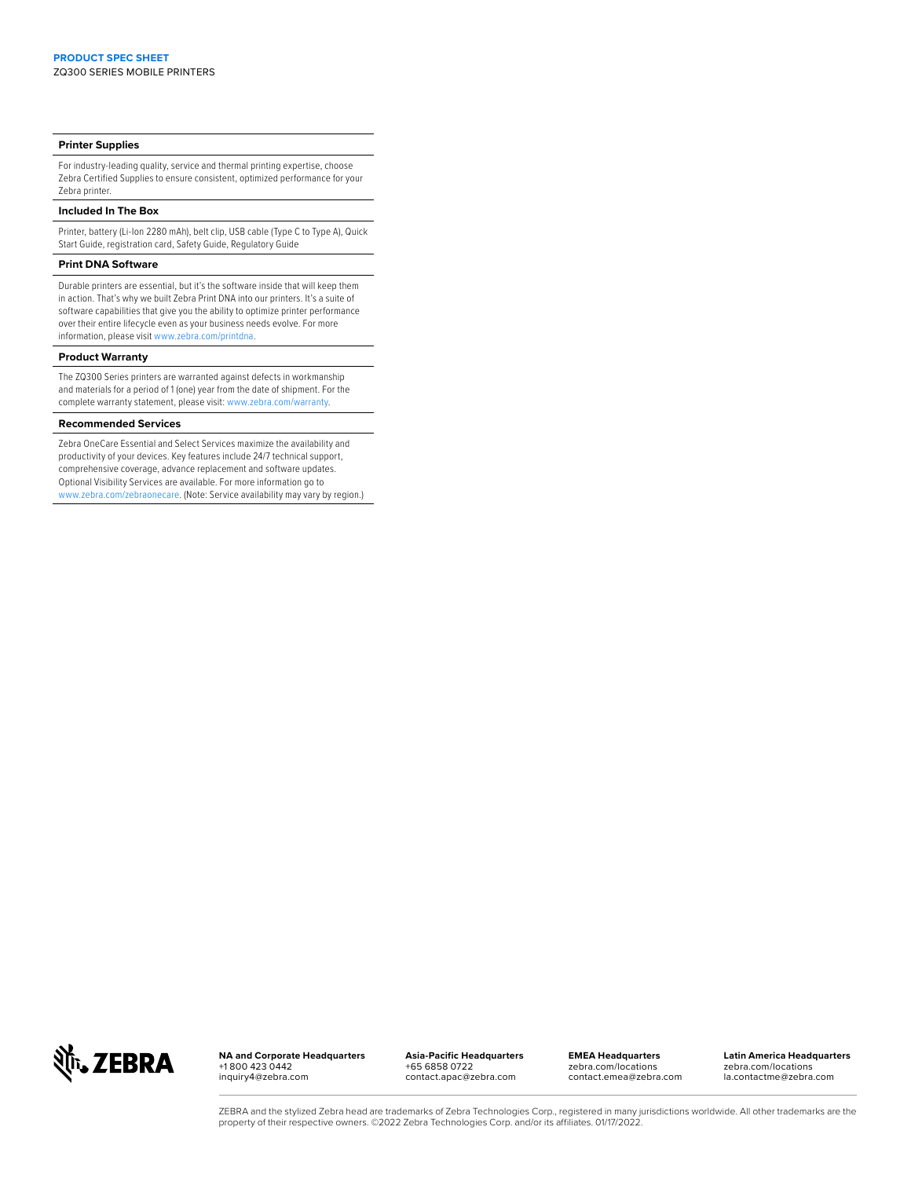## Printer Supplies

For industry-leading quality, service and thermal printing expertise, choose Zebra Certified Supplies to ensure consistent, optimized performance for your Zebra printer.

## Included In The Box

Printer, battery (Li-Ion 2280 mAh), belt clip, USB cable (Type C to Type A), Quick Start Guide, registration card, Safety Guide, Regulatory Guide

## Print DNA Software

Durable printers are essential, but it's the software inside that will keep them in action. That's why we built Zebra Print DNA into our printers. It's a suite of software capabilities that give you the ability to optimize printer performance over their entire lifecycle even as your business needs evolve. For more information, please visit www.zebra.com/printdna.

## Product Warranty

The ZQ300 Series printers are warranted against defects in workmanship and materials for a period of 1 (one) year from the date of shipment. For the complete warranty statement, please visit: www.zebra.com/warranty.

## Recommended Services

Zebra OneCare Essential and Select Services maximize the availability and productivity of your devices. Key features include 24/7 technical support, comprehensive coverage, advance replacement and software updates. Optional Visibility Services are available. For more information go to www.zebra.com/zebraonecare. (Note: Service availability may vary by region.)

**NA and Corporate Headquarters**
+1 800 423 0442
inquiry4@zebra.com

**Asia-Pacific Headquarters**
+65 6858 0722
contact.apac@zebra.com

**EMEA Headquarters**
zebra.com/locations
contact.emea@zebra.com

**Latin America Headquarters**
zebra.com/locations
la.contactme@zebra.com

ZEBRA and the stylized Zebra head are trademarks of Zebra Technologies Corp., registered in many jurisdictions worldwide. All other trademarks are the property of their respective owners. ©2022 Zebra Technologies Corp. and/or its affiliates. 01/17/2022.